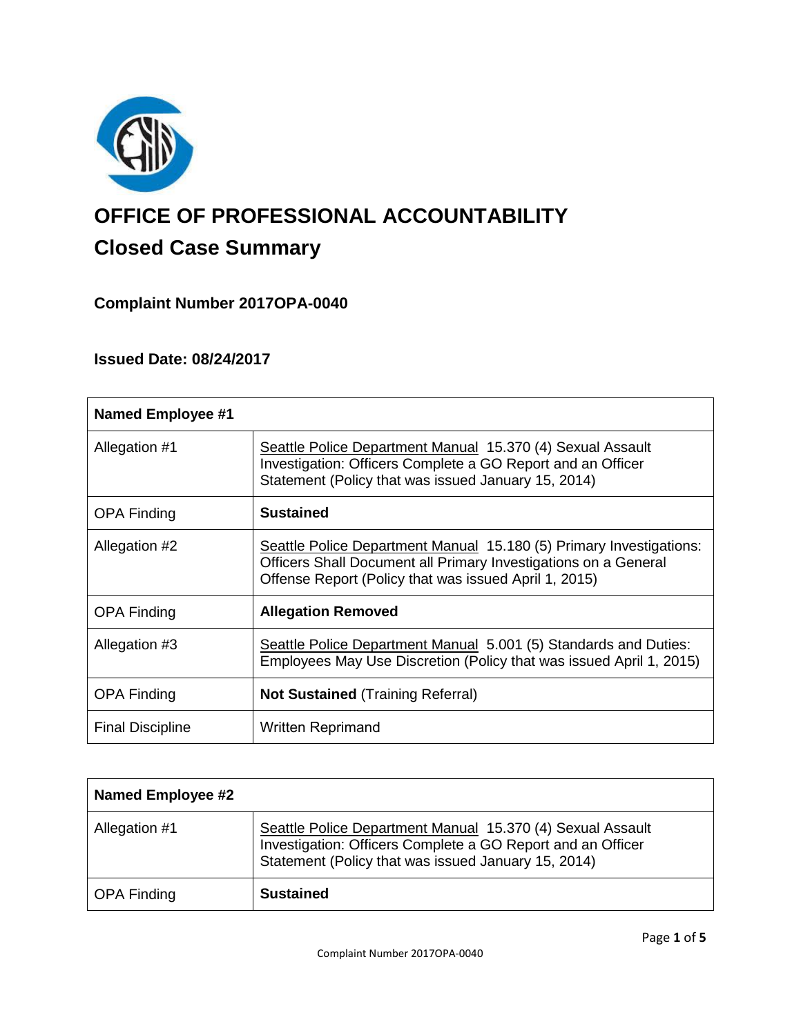# OFFICE OF PROFESSIONAL ACCOUNTABILITY

## Closed Case Summary

### Complaint Number 2017OPA-0040

### Issued Date: 08/24/2017

| **Named Employee #1** | |
|---|---|
| Allegation #1 | Seattle Police Department Manual 15.370 (4) Sexual Assault Investigation: Officers Complete a GO Report and an Officer Statement (Policy that was issued January 15, 2014) |
| OPA Finding | **Sustained** |
| Allegation #2 | Seattle Police Department Manual 15.180 (5) Primary Investigations: Officers Shall Document all Primary Investigations on a General Offense Report (Policy that was issued April 1, 2015) |
| OPA Finding | **Allegation Removed** |
| Allegation #3 | Seattle Police Department Manual 5.001 (5) Standards and Duties: Employees May Use Discretion (Policy that was issued April 1, 2015) |
| OPA Finding | **Not Sustained** (Training Referral) |
| Final Discipline | Written Reprimand |

| **Named Employee #2** | |
|---|---|
| Allegation #1 | Seattle Police Department Manual 15.370 (4) Sexual Assault Investigation: Officers Complete a GO Report and an Officer Statement (Policy that was issued January 15, 2014) |
| OPA Finding | **Sustained** |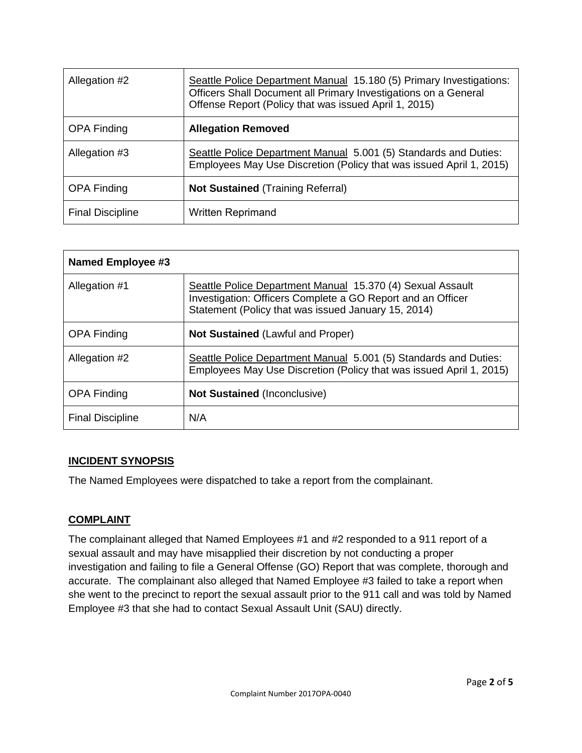| Allegation #2 | Seattle Police Department Manual 15.180 (5) Primary Investigations: Officers Shall Document all Primary Investigations on a General Offense Report (Policy that was issued April 1, 2015) |
|---|---|
| OPA Finding | **Allegation Removed** |
| Allegation #3 | Seattle Police Department Manual 5.001 (5) Standards and Duties: Employees May Use Discretion (Policy that was issued April 1, 2015) |
| OPA Finding | **Not Sustained** (Training Referral) |
| Final Discipline | Written Reprimand |

| **Named Employee #3** | |
|---|---|
| Allegation #1 | Seattle Police Department Manual 15.370 (4) Sexual Assault Investigation: Officers Complete a GO Report and an Officer Statement (Policy that was issued January 15, 2014) |
| OPA Finding | **Not Sustained** (Lawful and Proper) |
| Allegation #2 | Seattle Police Department Manual 5.001 (5) Standards and Duties: Employees May Use Discretion (Policy that was issued April 1, 2015) |
| OPA Finding | **Not Sustained** (Inconclusive) |
| Final Discipline | N/A |

## INCIDENT SYNOPSIS

The Named Employees were dispatched to take a report from the complainant.

## COMPLAINT

The complainant alleged that Named Employees #1 and #2 responded to a 911 report of a sexual assault and may have misapplied their discretion by not conducting a proper investigation and failing to file a General Offense (GO) Report that was complete, thorough and accurate. The complainant also alleged that Named Employee #3 failed to take a report when she went to the precinct to report the sexual assault prior to the 911 call and was told by Named Employee #3 that she had to contact Sexual Assault Unit (SAU) directly.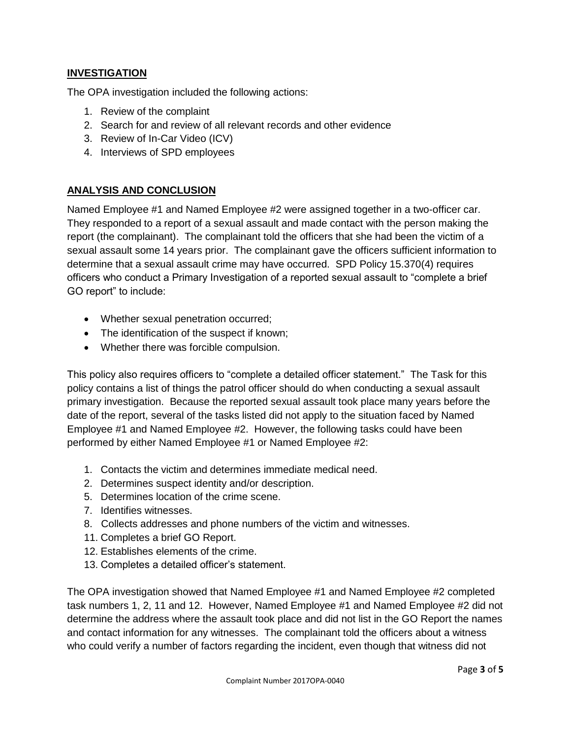## INVESTIGATION

The OPA investigation included the following actions:

1. Review of the complaint
2. Search for and review of all relevant records and other evidence
3. Review of In-Car Video (ICV)
4. Interviews of SPD employees

## ANALYSIS AND CONCLUSION

Named Employee #1 and Named Employee #2 were assigned together in a two-officer car. They responded to a report of a sexual assault and made contact with the person making the report (the complainant). The complainant told the officers that she had been the victim of a sexual assault some 14 years prior. The complainant gave the officers sufficient information to determine that a sexual assault crime may have occurred. SPD Policy 15.370(4) requires officers who conduct a Primary Investigation of a reported sexual assault to "complete a brief GO report" to include:

- Whether sexual penetration occurred;
- The identification of the suspect if known;
- Whether there was forcible compulsion.

This policy also requires officers to "complete a detailed officer statement." The Task for this policy contains a list of things the patrol officer should do when conducting a sexual assault primary investigation. Because the reported sexual assault took place many years before the date of the report, several of the tasks listed did not apply to the situation faced by Named Employee #1 and Named Employee #2. However, the following tasks could have been performed by either Named Employee #1 or Named Employee #2:

1. Contacts the victim and determines immediate medical need.
2. Determines suspect identity and/or description.
5. Determines location of the crime scene.
7. Identifies witnesses.
8. Collects addresses and phone numbers of the victim and witnesses.
11. Completes a brief GO Report.
12. Establishes elements of the crime.
13. Completes a detailed officer's statement.

The OPA investigation showed that Named Employee #1 and Named Employee #2 completed task numbers 1, 2, 11 and 12. However, Named Employee #1 and Named Employee #2 did not determine the address where the assault took place and did not list in the GO Report the names and contact information for any witnesses. The complainant told the officers about a witness who could verify a number of factors regarding the incident, even though that witness did not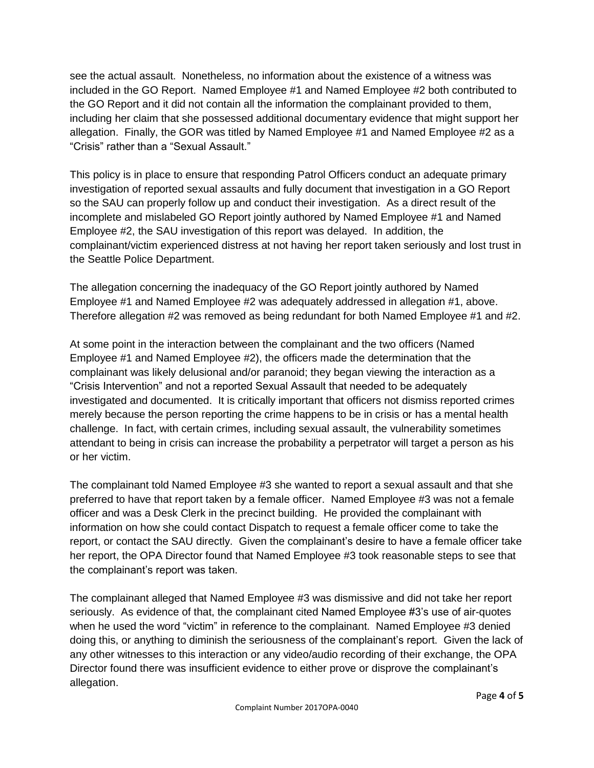see the actual assault. Nonetheless, no information about the existence of a witness was included in the GO Report. Named Employee #1 and Named Employee #2 both contributed to the GO Report and it did not contain all the information the complainant provided to them, including her claim that she possessed additional documentary evidence that might support her allegation. Finally, the GOR was titled by Named Employee #1 and Named Employee #2 as a "Crisis" rather than a "Sexual Assault."

This policy is in place to ensure that responding Patrol Officers conduct an adequate primary investigation of reported sexual assaults and fully document that investigation in a GO Report so the SAU can properly follow up and conduct their investigation. As a direct result of the incomplete and mislabeled GO Report jointly authored by Named Employee #1 and Named Employee #2, the SAU investigation of this report was delayed. In addition, the complainant/victim experienced distress at not having her report taken seriously and lost trust in the Seattle Police Department.

The allegation concerning the inadequacy of the GO Report jointly authored by Named Employee #1 and Named Employee #2 was adequately addressed in allegation #1, above. Therefore allegation #2 was removed as being redundant for both Named Employee #1 and #2.

At some point in the interaction between the complainant and the two officers (Named Employee #1 and Named Employee #2), the officers made the determination that the complainant was likely delusional and/or paranoid; they began viewing the interaction as a "Crisis Intervention" and not a reported Sexual Assault that needed to be adequately investigated and documented. It is critically important that officers not dismiss reported crimes merely because the person reporting the crime happens to be in crisis or has a mental health challenge. In fact, with certain crimes, including sexual assault, the vulnerability sometimes attendant to being in crisis can increase the probability a perpetrator will target a person as his or her victim.

The complainant told Named Employee #3 she wanted to report a sexual assault and that she preferred to have that report taken by a female officer. Named Employee #3 was not a female officer and was a Desk Clerk in the precinct building. He provided the complainant with information on how she could contact Dispatch to request a female officer come to take the report, or contact the SAU directly. Given the complainant's desire to have a female officer take her report, the OPA Director found that Named Employee #3 took reasonable steps to see that the complainant's report was taken.

The complainant alleged that Named Employee #3 was dismissive and did not take her report seriously. As evidence of that, the complainant cited Named Employee #3's use of air-quotes when he used the word "victim" in reference to the complainant. Named Employee #3 denied doing this, or anything to diminish the seriousness of the complainant's report. Given the lack of any other witnesses to this interaction or any video/audio recording of their exchange, the OPA Director found there was insufficient evidence to either prove or disprove the complainant's allegation.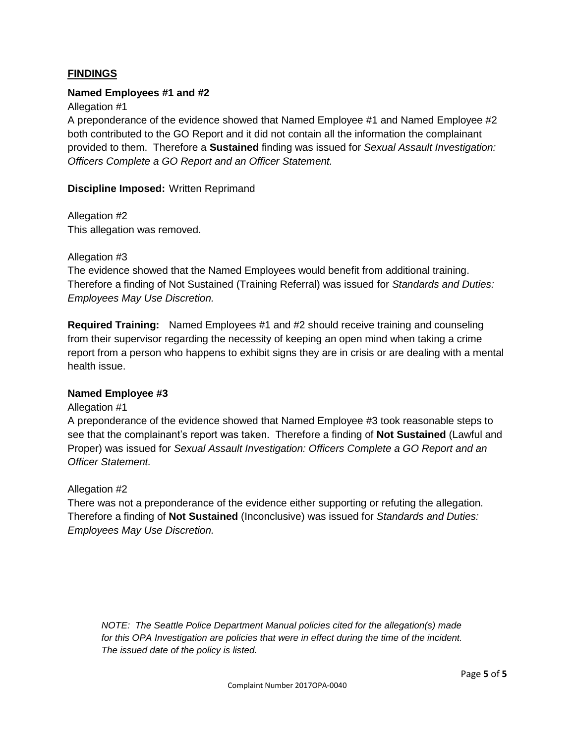## FINDINGS

### Named Employees #1 and #2

Allegation #1

A preponderance of the evidence showed that Named Employee #1 and Named Employee #2 both contributed to the GO Report and it did not contain all the information the complainant provided to them. Therefore a **Sustained** finding was issued for *Sexual Assault Investigation: Officers Complete a GO Report and an Officer Statement.*

**Discipline Imposed:** Written Reprimand

Allegation #2

This allegation was removed.

Allegation #3

The evidence showed that the Named Employees would benefit from additional training. Therefore a finding of Not Sustained (Training Referral) was issued for *Standards and Duties: Employees May Use Discretion.*

**Required Training:** Named Employees #1 and #2 should receive training and counseling from their supervisor regarding the necessity of keeping an open mind when taking a crime report from a person who happens to exhibit signs they are in crisis or are dealing with a mental health issue.

### Named Employee #3

Allegation #1

A preponderance of the evidence showed that Named Employee #3 took reasonable steps to see that the complainant's report was taken. Therefore a finding of **Not Sustained** (Lawful and Proper) was issued for *Sexual Assault Investigation: Officers Complete a GO Report and an Officer Statement.*

Allegation #2

There was not a preponderance of the evidence either supporting or refuting the allegation. Therefore a finding of **Not Sustained** (Inconclusive) was issued for *Standards and Duties: Employees May Use Discretion.*

*NOTE: The Seattle Police Department Manual policies cited for the allegation(s) made for this OPA Investigation are policies that were in effect during the time of the incident. The issued date of the policy is listed.*

Complaint Number 2017OPA-0040